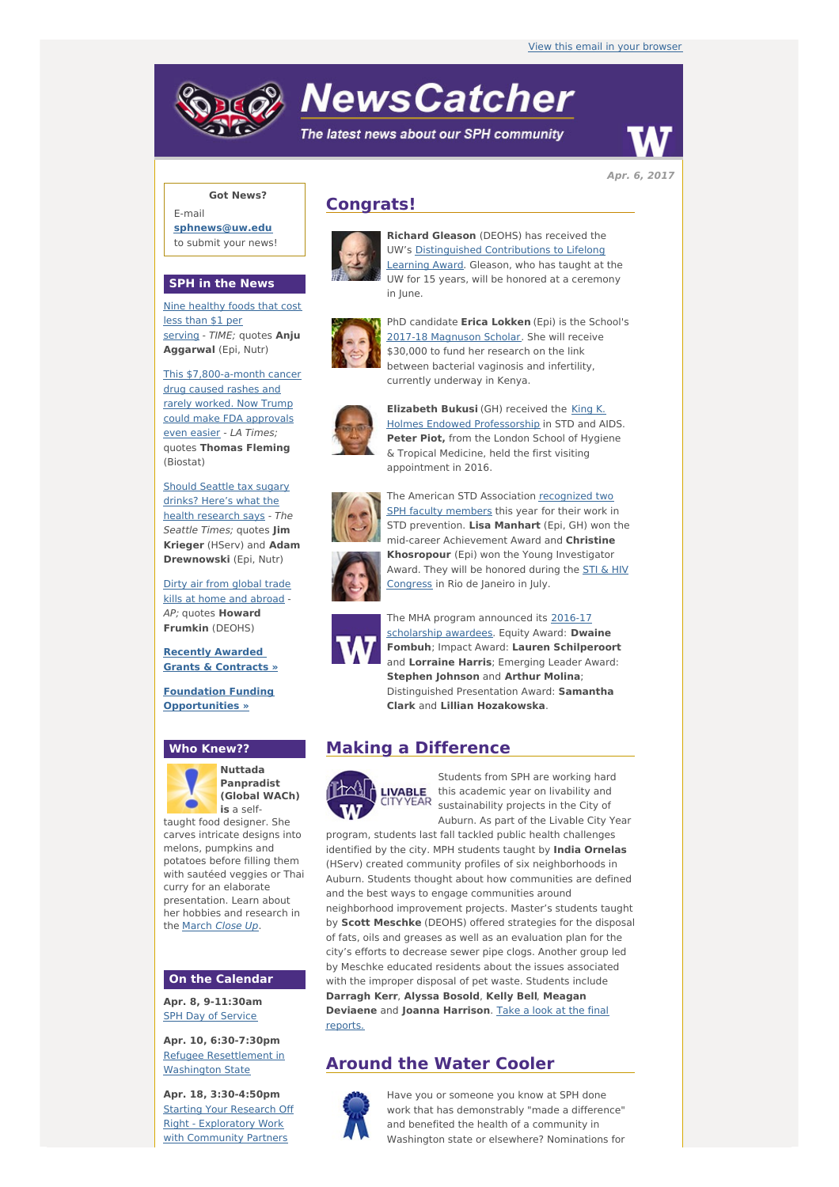View this email in your browser

# NewsCatcher

*The latest news about our SPH community*

**Apr. 6, 2017**

**Got News?**

E-mail **sphnews@uw.edu** to submit your news!

## Congrats!

**Richard Gleason** (DEOHS) has received the UW's Distinguished Contributions to Lifelong Learning Award. Gleason, who has taught at the UW for 15 years, will be honored at a ceremony in June.

PhD candidate **Erica Lokken** (Epi) is the School's 2017-18 Magnuson Scholar. She will receive $30,000 to fund her research on the link between bacterial vaginosis and infertility, currently underway in Kenya.

**Elizabeth Bukusi** (GH) received the King K. Holmes Endowed Professorship in STD and AIDS. **Peter Piot,** from the London School of Hygiene & Tropical Medicine, held the first visiting appointment in 2016.

The American STD Association recognized two SPH faculty members this year for their work in STD prevention. **Lisa Manhart** (Epi, GH) won the mid-career Achievement Award and **Christine Khosropour** (Epi) won the Young Investigator Award. They will be honored during the STI & HIV Congress in Rio de Janeiro in July.

The MHA program announced its 2016-17 scholarship awardees. Equity Award: **Dwaine Fombuh**; Impact Award: **Lauren Schilperoort** and **Lorraine Harris**; Emerging Leader Award: **Stephen Johnson** and **Arthur Molina**; Distinguished Presentation Award: **Samantha Clark** and **Lillian Hozakowska**.

## Making a Difference

Students from SPH are working hard this academic year on livability and sustainability projects in the City of Auburn. As part of the Livable City Year program, students last fall tackled public health challenges identified by the city. MPH students taught by **India Ornelas** (HServ) created community profiles of six neighborhoods in Auburn. Students thought about how communities are defined and the best ways to engage communities around neighborhood improvement projects. Master's students taught by **Scott Meschke** (DEOHS) offered strategies for the disposal of fats, oils and greases as well as an evaluation plan for the city's efforts to decrease sewer pipe clogs. Another group led by Meschke educated residents about the issues associated with the improper disposal of pet waste. Students include **Darragh Kerr**, **Alyssa Bosold**, **Kelly Bell**, **Meagan Deviaene** and **Joanna Harrison**. Take a look at the final reports.

## Around the Water Cooler

Have you or someone you know at SPH done work that has demonstrably "made a difference" and benefited the health of a community in Washington state or elsewhere? Nominations for

## SPH in the News

Nine healthy foods that cost less than $1 per serving - *TIME;* quotes **Anju Aggarwal** (Epi, Nutr)

This $7,800-a-month cancer drug caused rashes and rarely worked. Now Trump could make FDA approvals even easier - *LA Times;* quotes **Thomas Fleming** (Biostat)

Should Seattle tax sugary drinks? Here's what the health research says - *The Seattle Times;* quotes **Jim Krieger** (HServ) and **Adam Drewnowski** (Epi, Nutr)

Dirty air from global trade kills at home and abroad - *AP;* quotes **Howard Frumkin** (DEOHS)

**Recently Awarded Grants & Contracts »**

**Foundation Funding Opportunities »**

## Who Knew??

**Nuttada Panpradist (Global WACh) is** a self-taught food designer. She carves intricate designs into melons, pumpkins and potatoes before filling them with sautéed veggies or Thai curry for an elaborate presentation. Learn about her hobbies and research in the March *Close Up*.

## On the Calendar

**Apr. 8, 9-11:30am**
SPH Day of Service

**Apr. 10, 6:30-7:30pm**
Refugee Resettlement in Washington State

**Apr. 18, 3:30-4:50pm**
Starting Your Research Off Right - Exploratory Work with Community Partners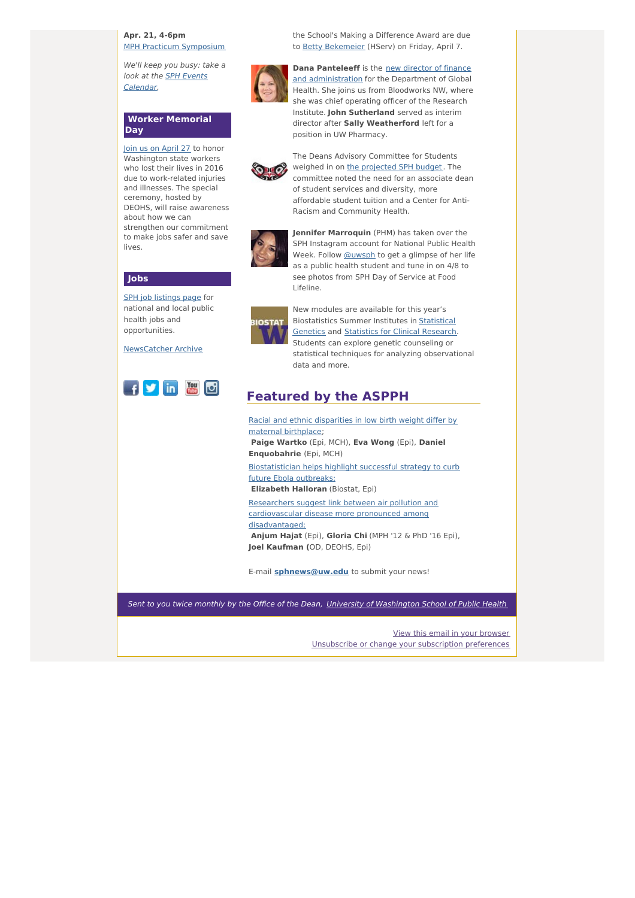**Apr. 21, 4-6pm**
MPH Practicum Symposium

*We'll keep you busy: take a look at the SPH Events Calendar.*

## Worker Memorial Day

Join us on April 27 to honor Washington state workers who lost their lives in 2016 due to work-related injuries and illnesses. The special ceremony, hosted by DEOHS, will raise awareness about how we can strengthen our commitment to make jobs safer and save lives.

## Jobs

SPH job listings page for national and local public health jobs and opportunities.

NewsCatcher Archive

the School's Making a Difference Award are due to Betty Bekemeier (HServ) on Friday, April 7.

**Dana Panteleeff** is the new director of finance and administration for the Department of Global Health. She joins us from Bloodworks NW, where she was chief operating officer of the Research Institute. **John Sutherland** served as interim director after **Sally Weatherford** left for a position in UW Pharmacy.

The Deans Advisory Committee for Students weighed in on the projected SPH budget. The committee noted the need for an associate dean of student services and diversity, more affordable student tuition and a Center for Anti-Racism and Community Health.

**Jennifer Marroquin** (PHM) has taken over the SPH Instagram account for National Public Health Week. Follow @uwsph to get a glimpse of her life as a public health student and tune in on 4/8 to see photos from SPH Day of Service at Food Lifeline.

New modules are available for this year's Biostatistics Summer Institutes in Statistical Genetics and Statistics for Clinical Research. Students can explore genetic counseling or statistical techniques for analyzing observational data and more.

## Featured by the ASPPH

Racial and ethnic disparities in low birth weight differ by maternal birthplace;
**Paige Wartko** (Epi, MCH), **Eva Wong** (Epi), **Daniel Enquobahrie** (Epi, MCH)

Biostatistician helps highlight successful strategy to curb future Ebola outbreaks;
**Elizabeth Halloran** (Biostat, Epi)

Researchers suggest link between air pollution and cardiovascular disease more pronounced among disadvantaged;
**Anjum Hajat** (Epi), **Gloria Chi** (MPH '12 & PhD '16 Epi), **Joel Kaufman (**OD, DEOHS, Epi)

E-mail **sphnews@uw.edu** to submit your news!

*Sent to you twice monthly by the Office of the Dean, University of Washington School of Public Health*

View this email in your browser
Unsubscribe or change your subscription preferences